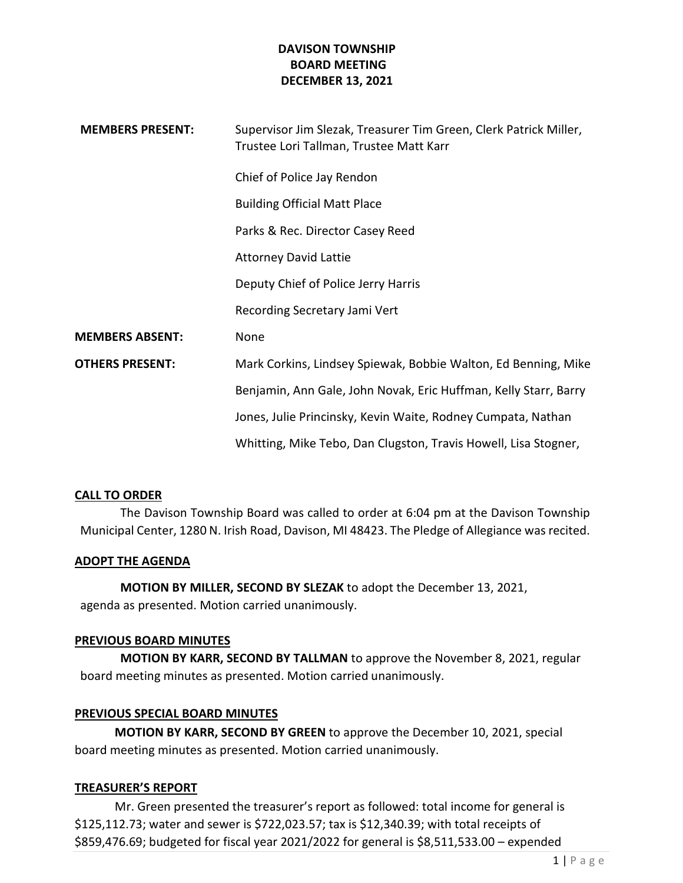**DAVISON TOWNSHIP**
**BOARD MEETING**
**DECEMBER 13, 2021**

**MEMBERS PRESENT:** Supervisor Jim Slezak, Treasurer Tim Green, Clerk Patrick Miller, Trustee Lori Tallman, Trustee Matt Karr

Chief of Police Jay Rendon

Building Official Matt Place

Parks & Rec. Director Casey Reed

Attorney David Lattie

Deputy Chief of Police Jerry Harris

Recording Secretary Jami Vert

**MEMBERS ABSENT:** None

**OTHERS PRESENT:** Mark Corkins, Lindsey Spiewak, Bobbie Walton, Ed Benning, Mike Benjamin, Ann Gale, John Novak, Eric Huffman, Kelly Starr, Barry Jones, Julie Princinsky, Kevin Waite, Rodney Cumpata, Nathan Whitting, Mike Tebo, Dan Clugston, Travis Howell, Lisa Stogner,

## CALL TO ORDER

The Davison Township Board was called to order at 6:04 pm at the Davison Township Municipal Center, 1280 N. Irish Road, Davison, MI 48423. The Pledge of Allegiance was recited.

## ADOPT THE AGENDA

**MOTION BY MILLER, SECOND BY SLEZAK** to adopt the December 13, 2021, agenda as presented. Motion carried unanimously.

## PREVIOUS BOARD MINUTES

**MOTION BY KARR, SECOND BY TALLMAN** to approve the November 8, 2021, regular board meeting minutes as presented. Motion carried unanimously.

## PREVIOUS SPECIAL BOARD MINUTES

**MOTION BY KARR, SECOND BY GREEN** to approve the December 10, 2021, special board meeting minutes as presented. Motion carried unanimously.

## TREASURER'S REPORT

Mr. Green presented the treasurer's report as followed: total income for general is $125,112.73; water and sewer is $722,023.57; tax is $12,340.39; with total receipts of $859,476.69; budgeted for fiscal year 2021/2022 for general is $8,511,533.00 – expended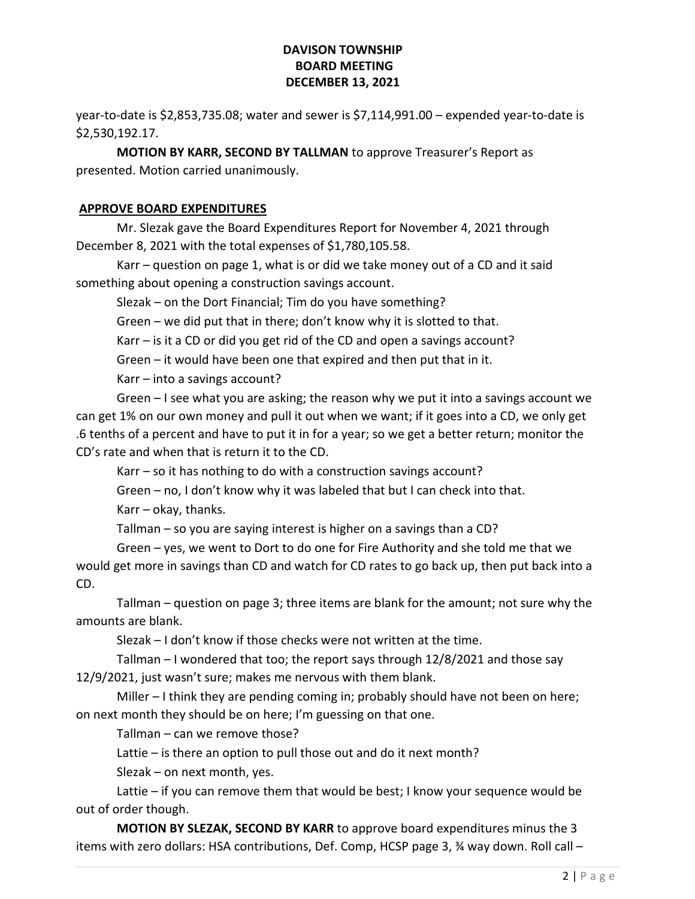year-to-date is $2,853,735.08; water and sewer is $7,114,991.00 – expended year-to-date is $2,530,192.17.

**MOTION BY KARR, SECOND BY TALLMAN** to approve Treasurer's Report as presented. Motion carried unanimously.

## APPROVE BOARD EXPENDITURES

Mr. Slezak gave the Board Expenditures Report for November 4, 2021 through December 8, 2021 with the total expenses of $1,780,105.58.

Karr – question on page 1, what is or did we take money out of a CD and it said something about opening a construction savings account.

Slezak – on the Dort Financial; Tim do you have something?

Green – we did put that in there; don't know why it is slotted to that.

Karr – is it a CD or did you get rid of the CD and open a savings account?

Green – it would have been one that expired and then put that in it.

Karr – into a savings account?

Green – I see what you are asking; the reason why we put it into a savings account we can get 1% on our own money and pull it out when we want; if it goes into a CD, we only get .6 tenths of a percent and have to put it in for a year; so we get a better return; monitor the CD's rate and when that is return it to the CD.

Karr – so it has nothing to do with a construction savings account?

Green – no, I don't know why it was labeled that but I can check into that.

Karr – okay, thanks.

Tallman – so you are saying interest is higher on a savings than a CD?

Green – yes, we went to Dort to do one for Fire Authority and she told me that we would get more in savings than CD and watch for CD rates to go back up, then put back into a CD.

Tallman – question on page 3; three items are blank for the amount; not sure why the amounts are blank.

Slezak – I don't know if those checks were not written at the time.

Tallman – I wondered that too; the report says through 12/8/2021 and those say 12/9/2021, just wasn't sure; makes me nervous with them blank.

Miller – I think they are pending coming in; probably should have not been on here; on next month they should be on here; I'm guessing on that one.

Tallman – can we remove those?

Lattie – is there an option to pull those out and do it next month?

Slezak – on next month, yes.

Lattie – if you can remove them that would be best; I know your sequence would be out of order though.

**MOTION BY SLEZAK, SECOND BY KARR** to approve board expenditures minus the 3 items with zero dollars: HSA contributions, Def. Comp, HCSP page 3, ¾ way down. Roll call –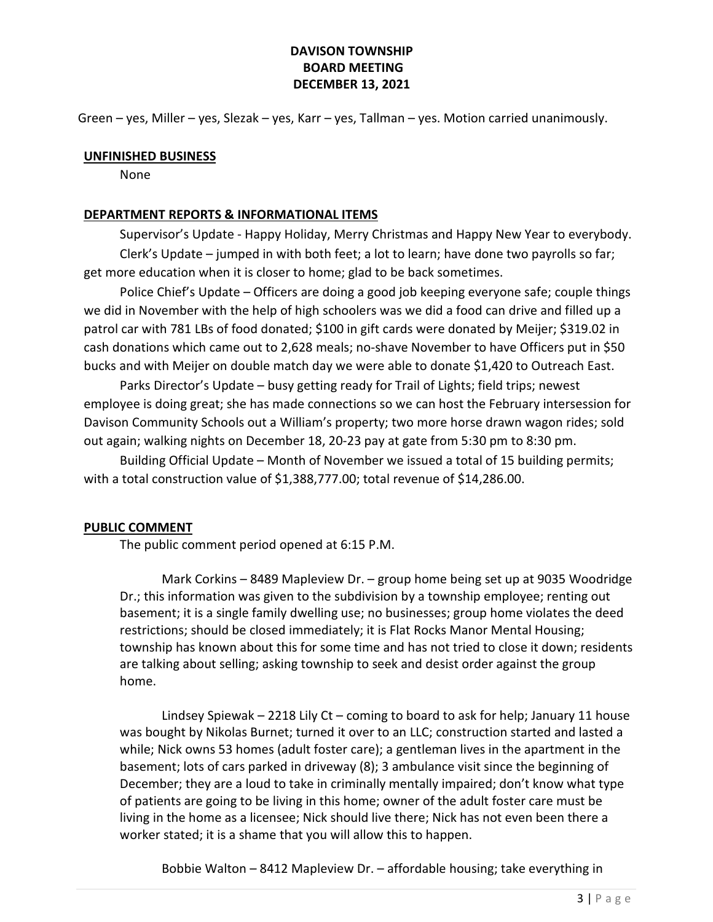Green – yes, Miller – yes, Slezak – yes, Karr – yes, Tallman – yes. Motion carried unanimously.

**UNFINISHED BUSINESS**

None

**DEPARTMENT REPORTS & INFORMATIONAL ITEMS**

Supervisor's Update - Happy Holiday, Merry Christmas and Happy New Year to everybody.

Clerk's Update – jumped in with both feet; a lot to learn; have done two payrolls so far; get more education when it is closer to home; glad to be back sometimes.

Police Chief's Update – Officers are doing a good job keeping everyone safe; couple things we did in November with the help of high schoolers was we did a food can drive and filled up a patrol car with 781 LBs of food donated; $100 in gift cards were donated by Meijer; $319.02 in cash donations which came out to 2,628 meals; no-shave November to have Officers put in $50 bucks and with Meijer on double match day we were able to donate $1,420 to Outreach East.

Parks Director's Update – busy getting ready for Trail of Lights; field trips; newest employee is doing great; she has made connections so we can host the February intersession for Davison Community Schools out a William's property; two more horse drawn wagon rides; sold out again; walking nights on December 18, 20-23 pay at gate from 5:30 pm to 8:30 pm.

Building Official Update – Month of November we issued a total of 15 building permits; with a total construction value of $1,388,777.00; total revenue of $14,286.00.

**PUBLIC COMMENT**

The public comment period opened at 6:15 P.M.

Mark Corkins – 8489 Mapleview Dr. – group home being set up at 9035 Woodridge Dr.; this information was given to the subdivision by a township employee; renting out basement; it is a single family dwelling use; no businesses; group home violates the deed restrictions; should be closed immediately; it is Flat Rocks Manor Mental Housing; township has known about this for some time and has not tried to close it down; residents are talking about selling; asking township to seek and desist order against the group home.

Lindsey Spiewak – 2218 Lily Ct – coming to board to ask for help; January 11 house was bought by Nikolas Burnet; turned it over to an LLC; construction started and lasted a while; Nick owns 53 homes (adult foster care); a gentleman lives in the apartment in the basement; lots of cars parked in driveway (8); 3 ambulance visit since the beginning of December; they are a loud to take in criminally mentally impaired; don't know what type of patients are going to be living in this home; owner of the adult foster care must be living in the home as a licensee; Nick should live there; Nick has not even been there a worker stated; it is a shame that you will allow this to happen.

Bobbie Walton – 8412 Mapleview Dr. – affordable housing; take everything in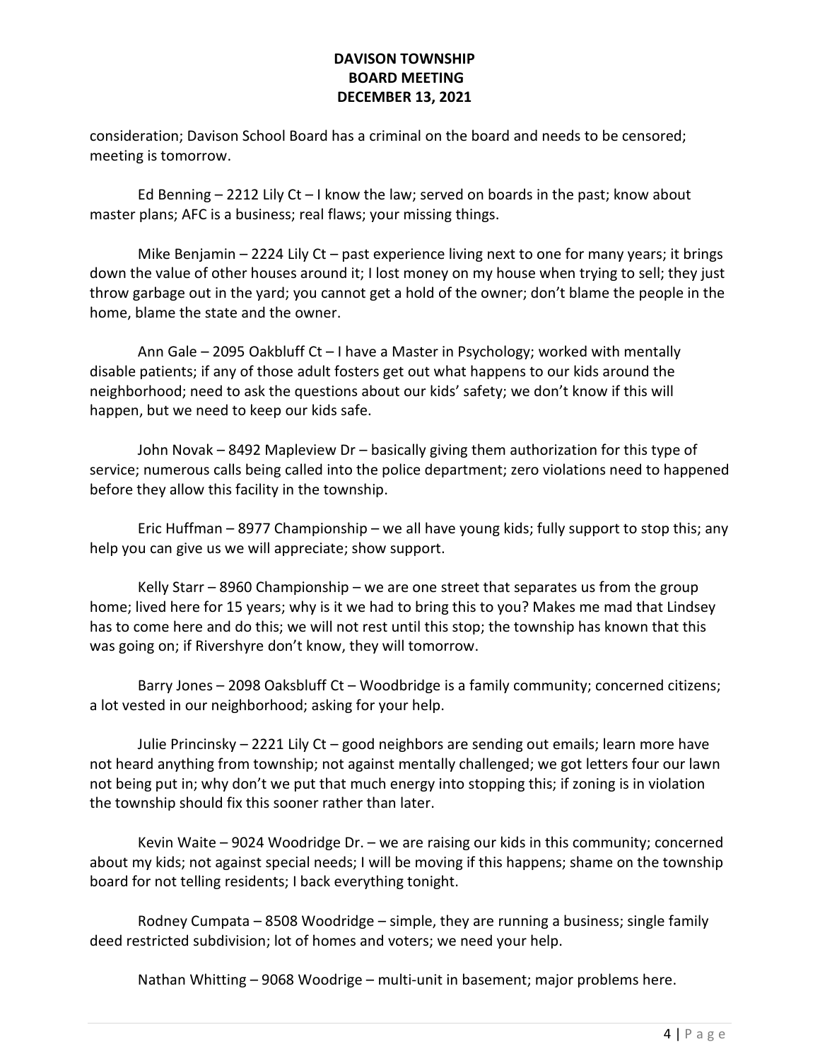consideration; Davison School Board has a criminal on the board and needs to be censored; meeting is tomorrow.

Ed Benning – 2212 Lily Ct – I know the law; served on boards in the past; know about master plans; AFC is a business; real flaws; your missing things.

Mike Benjamin – 2224 Lily Ct – past experience living next to one for many years; it brings down the value of other houses around it; I lost money on my house when trying to sell; they just throw garbage out in the yard; you cannot get a hold of the owner; don't blame the people in the home, blame the state and the owner.

Ann Gale – 2095 Oakbluff Ct – I have a Master in Psychology; worked with mentally disable patients; if any of those adult fosters get out what happens to our kids around the neighborhood; need to ask the questions about our kids' safety; we don't know if this will happen, but we need to keep our kids safe.

John Novak – 8492 Mapleview Dr – basically giving them authorization for this type of service; numerous calls being called into the police department; zero violations need to happened before they allow this facility in the township.

Eric Huffman – 8977 Championship – we all have young kids; fully support to stop this; any help you can give us we will appreciate; show support.

Kelly Starr – 8960 Championship – we are one street that separates us from the group home; lived here for 15 years; why is it we had to bring this to you? Makes me mad that Lindsey has to come here and do this; we will not rest until this stop; the township has known that this was going on; if Rivershyre don't know, they will tomorrow.

Barry Jones – 2098 Oaksbluff Ct – Woodbridge is a family community; concerned citizens; a lot vested in our neighborhood; asking for your help.

Julie Princinsky – 2221 Lily Ct – good neighbors are sending out emails; learn more have not heard anything from township; not against mentally challenged; we got letters four our lawn not being put in; why don't we put that much energy into stopping this; if zoning is in violation the township should fix this sooner rather than later.

Kevin Waite – 9024 Woodridge Dr. – we are raising our kids in this community; concerned about my kids; not against special needs; I will be moving if this happens; shame on the township board for not telling residents; I back everything tonight.

Rodney Cumpata – 8508 Woodridge – simple, they are running a business; single family deed restricted subdivision; lot of homes and voters; we need your help.

Nathan Whitting – 9068 Woodrige – multi-unit in basement; major problems here.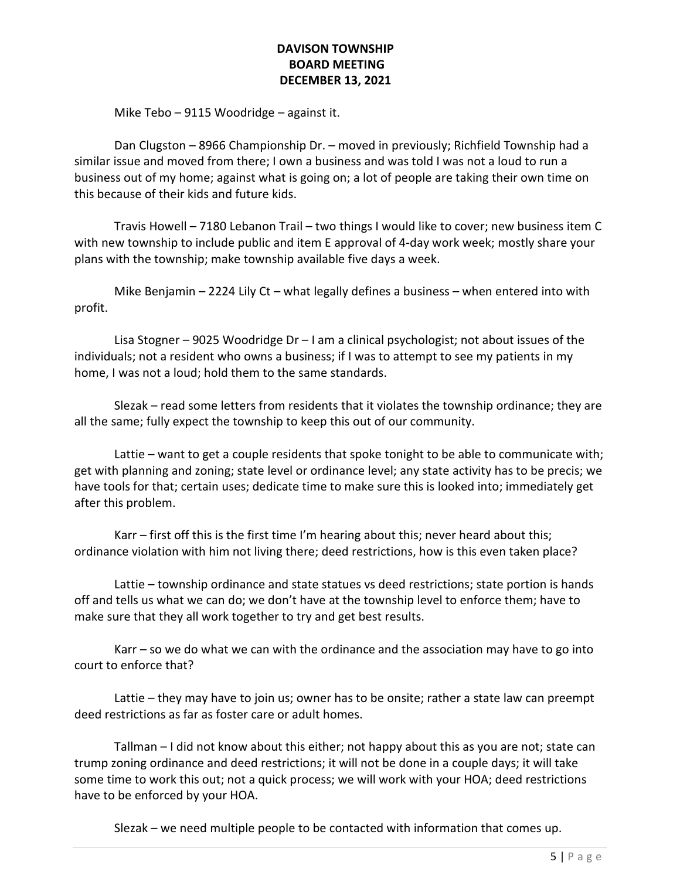Mike Tebo – 9115 Woodridge – against it.

Dan Clugston – 8966 Championship Dr. – moved in previously; Richfield Township had a similar issue and moved from there; I own a business and was told I was not a loud to run a business out of my home; against what is going on; a lot of people are taking their own time on this because of their kids and future kids.

Travis Howell – 7180 Lebanon Trail – two things I would like to cover; new business item C with new township to include public and item E approval of 4-day work week; mostly share your plans with the township; make township available five days a week.

Mike Benjamin – 2224 Lily Ct – what legally defines a business – when entered into with profit.

Lisa Stogner – 9025 Woodridge Dr – I am a clinical psychologist; not about issues of the individuals; not a resident who owns a business; if I was to attempt to see my patients in my home, I was not a loud; hold them to the same standards.

Slezak – read some letters from residents that it violates the township ordinance; they are all the same; fully expect the township to keep this out of our community.

Lattie – want to get a couple residents that spoke tonight to be able to communicate with; get with planning and zoning; state level or ordinance level; any state activity has to be precis; we have tools for that; certain uses; dedicate time to make sure this is looked into; immediately get after this problem.

Karr – first off this is the first time I'm hearing about this; never heard about this; ordinance violation with him not living there; deed restrictions, how is this even taken place?

Lattie – township ordinance and state statues vs deed restrictions; state portion is hands off and tells us what we can do; we don't have at the township level to enforce them; have to make sure that they all work together to try and get best results.

Karr – so we do what we can with the ordinance and the association may have to go into court to enforce that?

Lattie – they may have to join us; owner has to be onsite; rather a state law can preempt deed restrictions as far as foster care or adult homes.

Tallman – I did not know about this either; not happy about this as you are not; state can trump zoning ordinance and deed restrictions; it will not be done in a couple days; it will take some time to work this out; not a quick process; we will work with your HOA; deed restrictions have to be enforced by your HOA.

Slezak – we need multiple people to be contacted with information that comes up.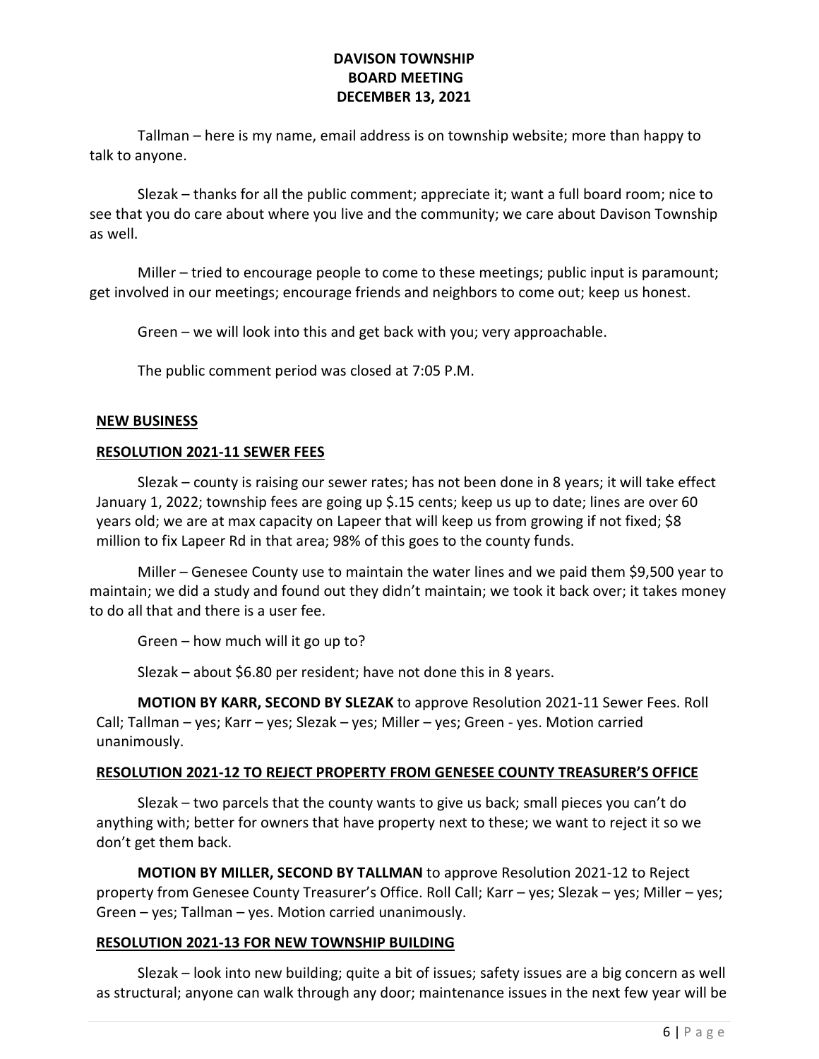Tallman – here is my name, email address is on township website; more than happy to talk to anyone.

Slezak – thanks for all the public comment; appreciate it; want a full board room; nice to see that you do care about where you live and the community; we care about Davison Township as well.

Miller – tried to encourage people to come to these meetings; public input is paramount; get involved in our meetings; encourage friends and neighbors to come out; keep us honest.

Green – we will look into this and get back with you; very approachable.

The public comment period was closed at 7:05 P.M.

## NEW BUSINESS

### RESOLUTION 2021-11 SEWER FEES

Slezak – county is raising our sewer rates; has not been done in 8 years; it will take effect January 1, 2022; township fees are going up $.15 cents; keep us up to date; lines are over 60 years old; we are at max capacity on Lapeer that will keep us from growing if not fixed; $8 million to fix Lapeer Rd in that area; 98% of this goes to the county funds.

Miller – Genesee County use to maintain the water lines and we paid them $9,500 year to maintain; we did a study and found out they didn't maintain; we took it back over; it takes money to do all that and there is a user fee.

Green – how much will it go up to?

Slezak – about $6.80 per resident; have not done this in 8 years.

**MOTION BY KARR, SECOND BY SLEZAK** to approve Resolution 2021-11 Sewer Fees. Roll Call; Tallman – yes; Karr – yes; Slezak – yes; Miller – yes; Green - yes. Motion carried unanimously.

### RESOLUTION 2021-12 TO REJECT PROPERTY FROM GENESEE COUNTY TREASURER'S OFFICE

Slezak – two parcels that the county wants to give us back; small pieces you can't do anything with; better for owners that have property next to these; we want to reject it so we don't get them back.

**MOTION BY MILLER, SECOND BY TALLMAN** to approve Resolution 2021-12 to Reject property from Genesee County Treasurer's Office. Roll Call; Karr – yes; Slezak – yes; Miller – yes; Green – yes; Tallman – yes. Motion carried unanimously.

### RESOLUTION 2021-13 FOR NEW TOWNSHIP BUILDING

Slezak – look into new building; quite a bit of issues; safety issues are a big concern as well as structural; anyone can walk through any door; maintenance issues in the next few year will be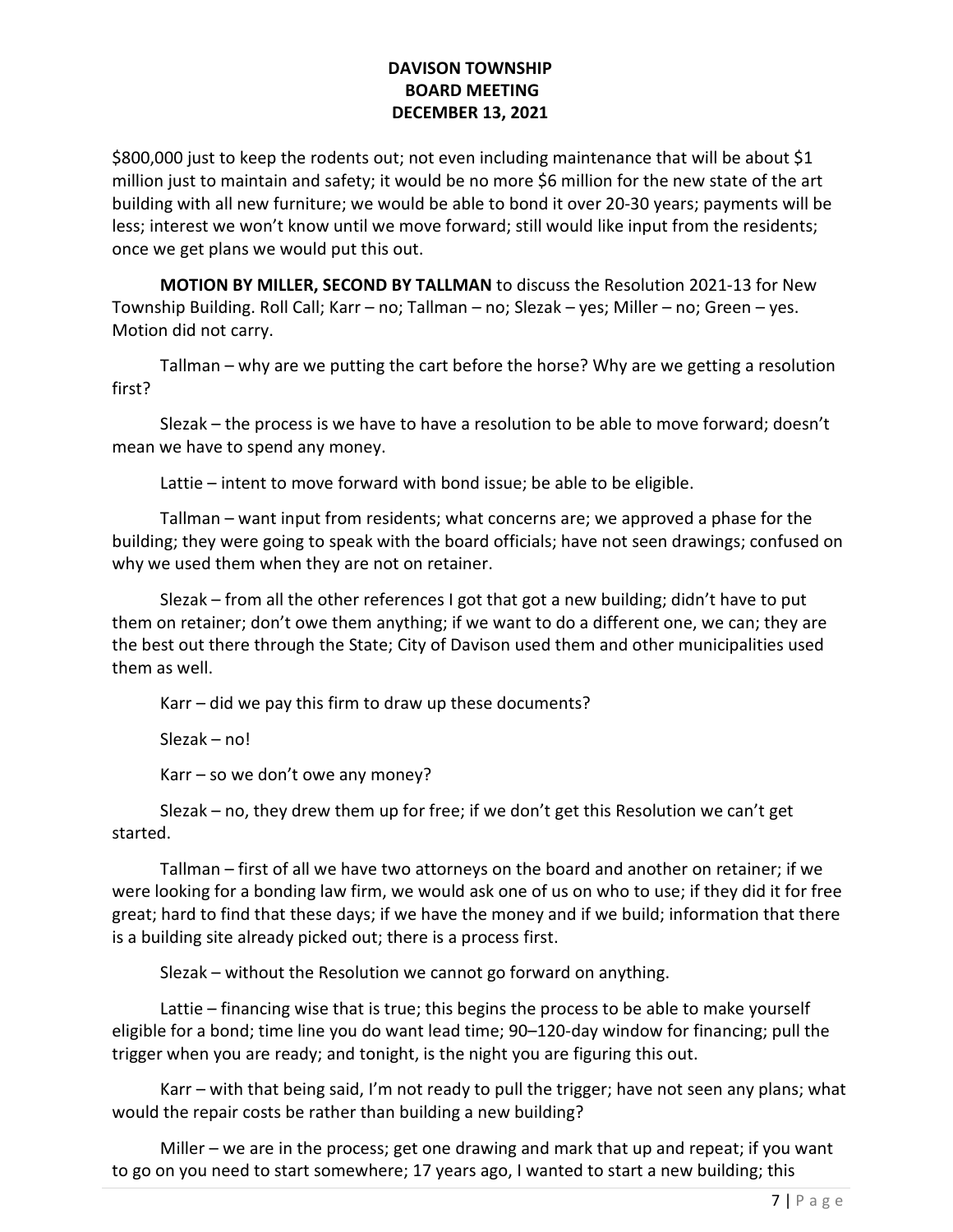$800,000 just to keep the rodents out; not even including maintenance that will be about $1 million just to maintain and safety; it would be no more $6 million for the new state of the art building with all new furniture; we would be able to bond it over 20-30 years; payments will be less; interest we won't know until we move forward; still would like input from the residents; once we get plans we would put this out.

**MOTION BY MILLER, SECOND BY TALLMAN** to discuss the Resolution 2021-13 for New Township Building. Roll Call; Karr – no; Tallman – no; Slezak – yes; Miller – no; Green – yes. Motion did not carry.

Tallman – why are we putting the cart before the horse? Why are we getting a resolution first?

Slezak – the process is we have to have a resolution to be able to move forward; doesn't mean we have to spend any money.

Lattie – intent to move forward with bond issue; be able to be eligible.

Tallman – want input from residents; what concerns are; we approved a phase for the building; they were going to speak with the board officials; have not seen drawings; confused on why we used them when they are not on retainer.

Slezak – from all the other references I got that got a new building; didn't have to put them on retainer; don't owe them anything; if we want to do a different one, we can; they are the best out there through the State; City of Davison used them and other municipalities used them as well.

Karr – did we pay this firm to draw up these documents?

Slezak – no!

Karr – so we don't owe any money?

Slezak – no, they drew them up for free; if we don't get this Resolution we can't get started.

Tallman – first of all we have two attorneys on the board and another on retainer; if we were looking for a bonding law firm, we would ask one of us on who to use; if they did it for free great; hard to find that these days; if we have the money and if we build; information that there is a building site already picked out; there is a process first.

Slezak – without the Resolution we cannot go forward on anything.

Lattie – financing wise that is true; this begins the process to be able to make yourself eligible for a bond; time line you do want lead time; 90–120-day window for financing; pull the trigger when you are ready; and tonight, is the night you are figuring this out.

Karr – with that being said, I'm not ready to pull the trigger; have not seen any plans; what would the repair costs be rather than building a new building?

Miller – we are in the process; get one drawing and mark that up and repeat; if you want to go on you need to start somewhere; 17 years ago, I wanted to start a new building; this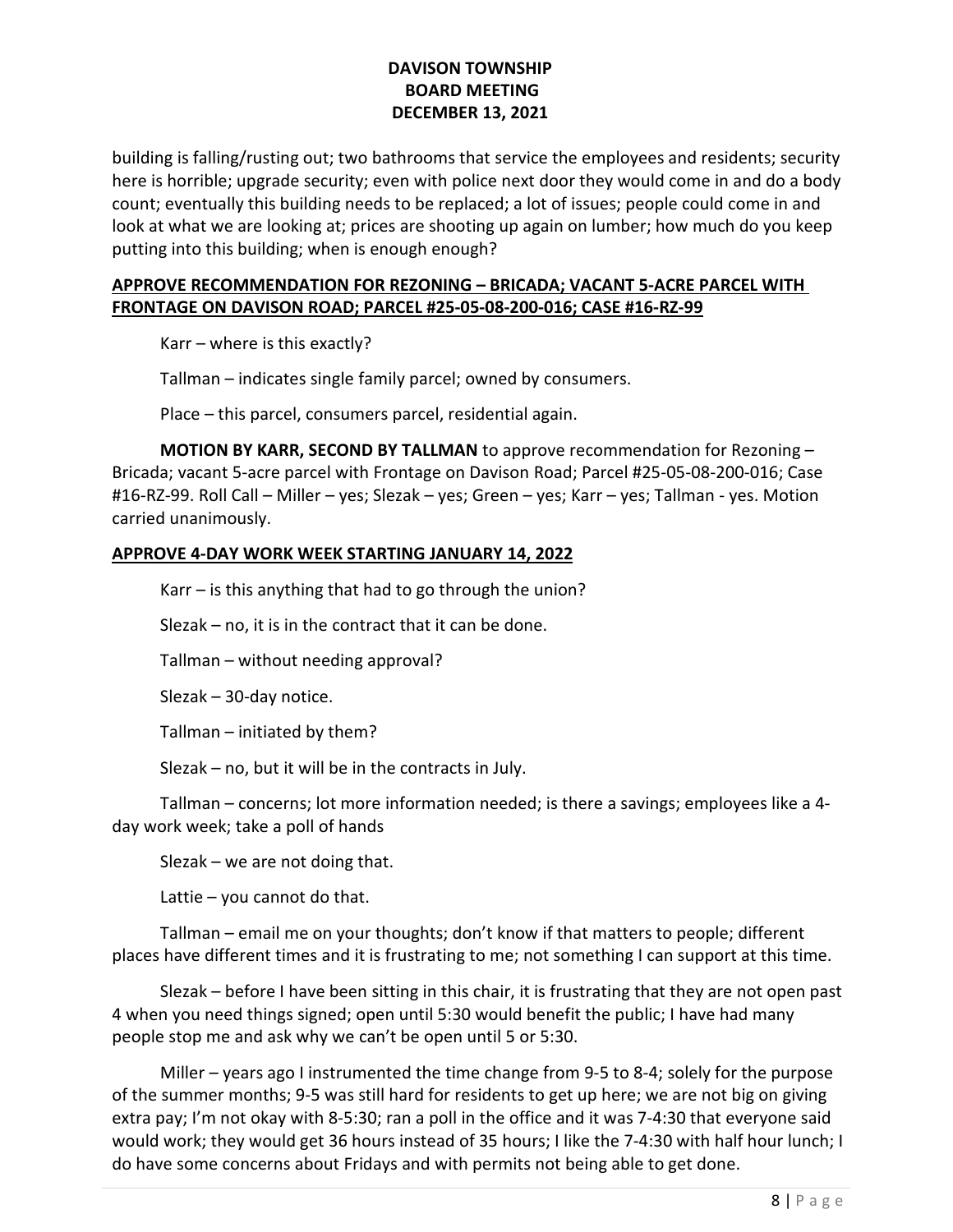building is falling/rusting out; two bathrooms that service the employees and residents; security here is horrible; upgrade security; even with police next door they would come in and do a body count; eventually this building needs to be replaced; a lot of issues; people could come in and look at what we are looking at; prices are shooting up again on lumber; how much do you keep putting into this building; when is enough enough?

**APPROVE RECOMMENDATION FOR REZONING – BRICADA; VACANT 5-ACRE PARCEL WITH FRONTAGE ON DAVISON ROAD; PARCEL #25-05-08-200-016; CASE #16-RZ-99**

Karr – where is this exactly?

Tallman – indicates single family parcel; owned by consumers.

Place – this parcel, consumers parcel, residential again.

**MOTION BY KARR, SECOND BY TALLMAN** to approve recommendation for Rezoning – Bricada; vacant 5-acre parcel with Frontage on Davison Road; Parcel #25-05-08-200-016; Case #16-RZ-99. Roll Call – Miller – yes; Slezak – yes; Green – yes; Karr – yes; Tallman - yes. Motion carried unanimously.

**APPROVE 4-DAY WORK WEEK STARTING JANUARY 14, 2022**

Karr – is this anything that had to go through the union?

Slezak – no, it is in the contract that it can be done.

Tallman – without needing approval?

Slezak – 30-day notice.

Tallman – initiated by them?

Slezak – no, but it will be in the contracts in July.

Tallman – concerns; lot more information needed; is there a savings; employees like a 4-day work week; take a poll of hands

Slezak – we are not doing that.

Lattie – you cannot do that.

Tallman – email me on your thoughts; don't know if that matters to people; different places have different times and it is frustrating to me; not something I can support at this time.

Slezak – before I have been sitting in this chair, it is frustrating that they are not open past 4 when you need things signed; open until 5:30 would benefit the public; I have had many people stop me and ask why we can't be open until 5 or 5:30.

Miller – years ago I instrumented the time change from 9-5 to 8-4; solely for the purpose of the summer months; 9-5 was still hard for residents to get up here; we are not big on giving extra pay; I'm not okay with 8-5:30; ran a poll in the office and it was 7-4:30 that everyone said would work; they would get 36 hours instead of 35 hours; I like the 7-4:30 with half hour lunch; I do have some concerns about Fridays and with permits not being able to get done.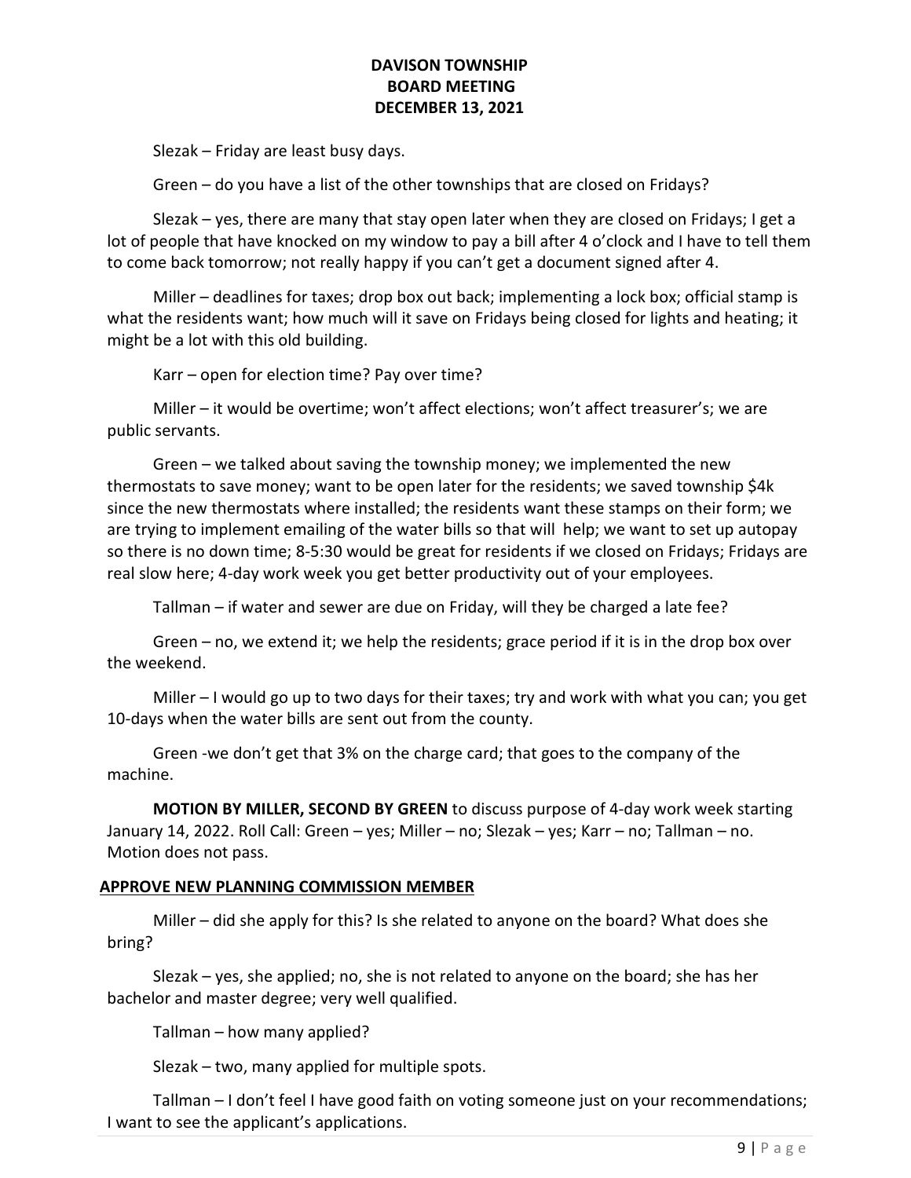Slezak – Friday are least busy days.

Green – do you have a list of the other townships that are closed on Fridays?

Slezak – yes, there are many that stay open later when they are closed on Fridays; I get a lot of people that have knocked on my window to pay a bill after 4 o'clock and I have to tell them to come back tomorrow; not really happy if you can't get a document signed after 4.

Miller – deadlines for taxes; drop box out back; implementing a lock box; official stamp is what the residents want; how much will it save on Fridays being closed for lights and heating; it might be a lot with this old building.

Karr – open for election time? Pay over time?

Miller – it would be overtime; won't affect elections; won't affect treasurer's; we are public servants.

Green – we talked about saving the township money; we implemented the new thermostats to save money; want to be open later for the residents; we saved township $4k since the new thermostats where installed; the residents want these stamps on their form; we are trying to implement emailing of the water bills so that will help; we want to set up autopay so there is no down time; 8-5:30 would be great for residents if we closed on Fridays; Fridays are real slow here; 4-day work week you get better productivity out of your employees.

Tallman – if water and sewer are due on Friday, will they be charged a late fee?

Green – no, we extend it; we help the residents; grace period if it is in the drop box over the weekend.

Miller – I would go up to two days for their taxes; try and work with what you can; you get 10-days when the water bills are sent out from the county.

Green -we don't get that 3% on the charge card; that goes to the company of the machine.

**MOTION BY MILLER, SECOND BY GREEN** to discuss purpose of 4-day work week starting January 14, 2022. Roll Call: Green – yes; Miller – no; Slezak – yes; Karr – no; Tallman – no. Motion does not pass.

## APPROVE NEW PLANNING COMMISSION MEMBER

Miller – did she apply for this? Is she related to anyone on the board? What does she bring?

Slezak – yes, she applied; no, she is not related to anyone on the board; she has her bachelor and master degree; very well qualified.

Tallman – how many applied?

Slezak – two, many applied for multiple spots.

Tallman – I don't feel I have good faith on voting someone just on your recommendations; I want to see the applicant's applications.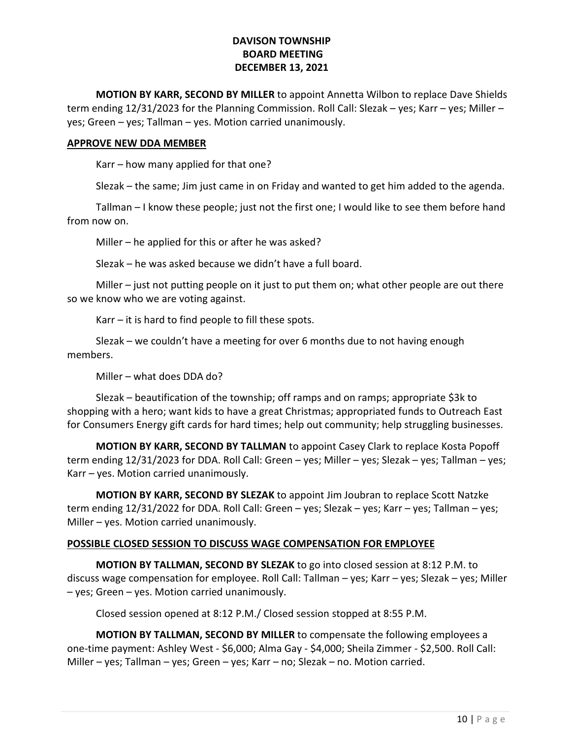**DAVISON TOWNSHIP**
**BOARD MEETING**
**DECEMBER 13, 2021**

**MOTION BY KARR, SECOND BY MILLER** to appoint Annetta Wilbon to replace Dave Shields term ending 12/31/2023 for the Planning Commission. Roll Call: Slezak – yes; Karr – yes; Miller – yes; Green – yes; Tallman – yes. Motion carried unanimously.

**APPROVE NEW DDA MEMBER**

Karr – how many applied for that one?

Slezak – the same; Jim just came in on Friday and wanted to get him added to the agenda.

Tallman – I know these people; just not the first one; I would like to see them before hand from now on.

Miller – he applied for this or after he was asked?

Slezak – he was asked because we didn't have a full board.

Miller – just not putting people on it just to put them on; what other people are out there so we know who we are voting against.

Karr – it is hard to find people to fill these spots.

Slezak – we couldn't have a meeting for over 6 months due to not having enough members.

Miller – what does DDA do?

Slezak – beautification of the township; off ramps and on ramps; appropriate $3k to shopping with a hero; want kids to have a great Christmas; appropriated funds to Outreach East for Consumers Energy gift cards for hard times; help out community; help struggling businesses.

**MOTION BY KARR, SECOND BY TALLMAN** to appoint Casey Clark to replace Kosta Popoff term ending 12/31/2023 for DDA. Roll Call: Green – yes; Miller – yes; Slezak – yes; Tallman – yes; Karr – yes. Motion carried unanimously.

**MOTION BY KARR, SECOND BY SLEZAK** to appoint Jim Joubran to replace Scott Natzke term ending 12/31/2022 for DDA. Roll Call: Green – yes; Slezak – yes; Karr – yes; Tallman – yes; Miller – yes. Motion carried unanimously.

**POSSIBLE CLOSED SESSION TO DISCUSS WAGE COMPENSATION FOR EMPLOYEE**

**MOTION BY TALLMAN, SECOND BY SLEZAK** to go into closed session at 8:12 P.M. to discuss wage compensation for employee. Roll Call: Tallman – yes; Karr – yes; Slezak – yes; Miller – yes; Green – yes. Motion carried unanimously.

Closed session opened at 8:12 P.M./ Closed session stopped at 8:55 P.M.

**MOTION BY TALLMAN, SECOND BY MILLER** to compensate the following employees a one-time payment: Ashley West - $6,000; Alma Gay - $4,000; Sheila Zimmer - $2,500. Roll Call: Miller – yes; Tallman – yes; Green – yes; Karr – no; Slezak – no. Motion carried.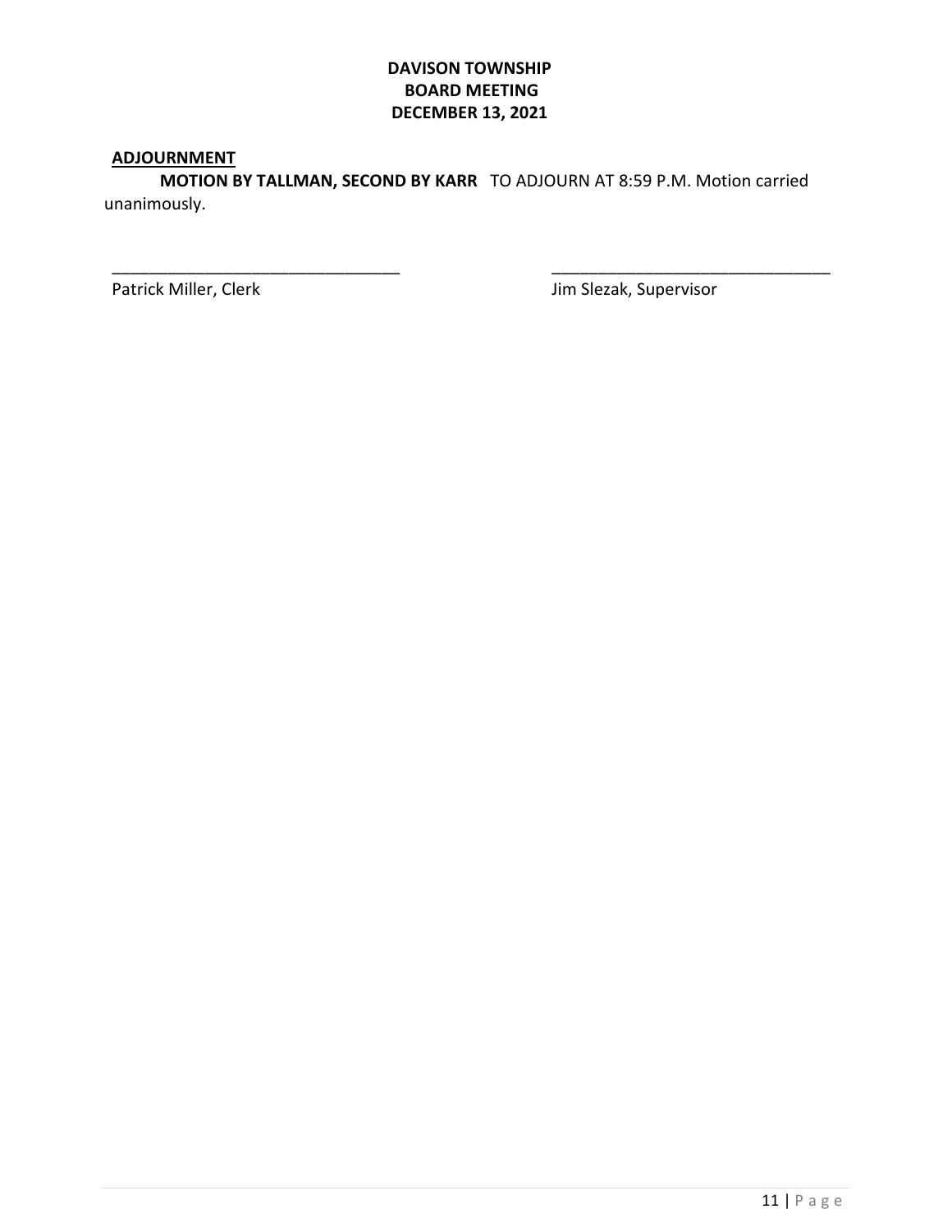**ADJOURNMENT**

**MOTION BY TALLMAN, SECOND BY KARR** TO ADJOURN AT 8:59 P.M. Motion carried unanimously.

_______________________________ _______________________________

Patrick Miller, Clerk Jim Slezak, Supervisor